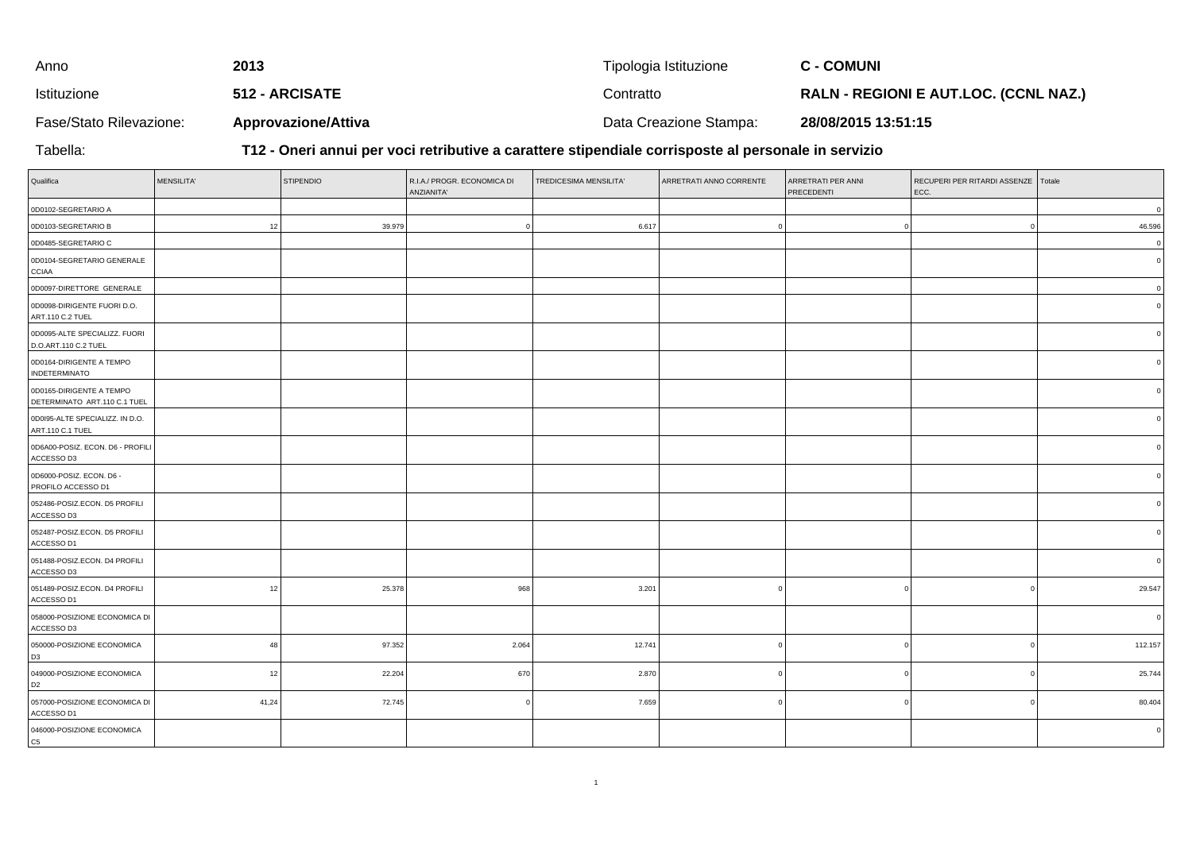| Anno | 2013 | Tipologia Istituzione | C - COMUNI |
|---|---|---|---|
| Istituzione | 512 - ARCISATE | Contratto | RALN - REGIONI E AUT.LOC. (CCNL NAZ.) |
| Fase/Stato Rilevazione: | Approvazione/Attiva | Data Creazione Stampa: | 28/08/2015 13:51:15 |

Tabella: **T12 - Oneri annui per voci retributive a carattere stipendiale corrisposte al personale in servizio**

| Qualifica | MENSILITA' | STIPENDIO | R.I.A./ PROGR. ECONOMICA DI ANZIANITA' | TREDICESIMA MENSILITA' | ARRETRATI ANNO CORRENTE | ARRETRATI PER ANNI PRECEDENTI | RECUPERI PER RITARDI ASSENZE ECC. | Totale |
|---|---|---|---|---|---|---|---|---|
| 0D0102-SEGRETARIO A | | | | | | | | 0 |
| 0D0103-SEGRETARIO B | 12 | 39.979 | 0 | 6.617 | 0 | 0 | 0 | 46.596 |
| 0D0485-SEGRETARIO C | | | | | | | | 0 |
| 0D0104-SEGRETARIO GENERALE CCIAA | | | | | | | | 0 |
| 0D0097-DIRETTORE GENERALE | | | | | | | | 0 |
| 0D0098-DIRIGENTE FUORI D.O. ART.110 C.2 TUEL | | | | | | | | 0 |
| 0D0095-ALTE SPECIALIZZ. FUORI D.O.ART.110 C.2 TUEL | | | | | | | | 0 |
| 0D0164-DIRIGENTE A TEMPO INDETERMINATO | | | | | | | | 0 |
| 0D0165-DIRIGENTE A TEMPO DETERMINATO ART.110 C.1 TUEL | | | | | | | | 0 |
| 0D0I95-ALTE SPECIALIZZ. IN D.O. ART.110 C.1 TUEL | | | | | | | | 0 |
| 0D6A00-POSIZ. ECON. D6 - PROFILI ACCESSO D3 | | | | | | | | 0 |
| 0D6000-POSIZ. ECON. D6 - PROFILO ACCESSO D1 | | | | | | | | 0 |
| 052486-POSIZ.ECON. D5 PROFILI ACCESSO D3 | | | | | | | | 0 |
| 052487-POSIZ.ECON. D5 PROFILI ACCESSO D1 | | | | | | | | 0 |
| 051488-POSIZ.ECON. D4 PROFILI ACCESSO D3 | | | | | | | | 0 |
| 051489-POSIZ.ECON. D4 PROFILI ACCESSO D1 | 12 | 25.378 | 968 | 3.201 | 0 | 0 | 0 | 29.547 |
| 058000-POSIZIONE ECONOMICA DI ACCESSO D3 | | | | | | | | 0 |
| 050000-POSIZIONE ECONOMICA D3 | 48 | 97.352 | 2.064 | 12.741 | 0 | 0 | 0 | 112.157 |
| 049000-POSIZIONE ECONOMICA D2 | 12 | 22.204 | 670 | 2.870 | 0 | 0 | 0 | 25.744 |
| 057000-POSIZIONE ECONOMICA DI ACCESSO D1 | 41,24 | 72.745 | 0 | 7.659 | 0 | 0 | 0 | 80.404 |
| 046000-POSIZIONE ECONOMICA C5 | | | | | | | | 0 |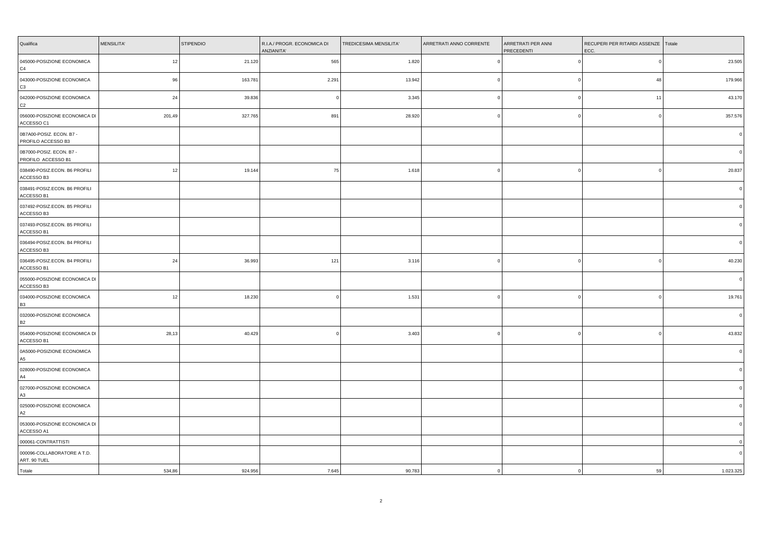| Qualifica | MENSILITA' | STIPENDIO | R.I.A./ PROGR. ECONOMICA DI ANZIANITA' | TREDICESIMA MENSILITA' | ARRETRATI ANNO CORRENTE | ARRETRATI PER ANNI PRECEDENTI | RECUPERI PER RITARDI ASSENZE ECC. | Totale |
|---|---|---|---|---|---|---|---|---|
| 045000-POSIZIONE ECONOMICA C4 | 12 | 21.120 | 565 | 1.820 | 0 | 0 | 0 | 23.505 |
| 043000-POSIZIONE ECONOMICA C3 | 96 | 163.781 | 2.291 | 13.942 | 0 | 0 | 48 | 179.966 |
| 042000-POSIZIONE ECONOMICA C2 | 24 | 39.836 | 0 | 3.345 | 0 | 0 | 11 | 43.170 |
| 056000-POSIZIONE ECONOMICA DI ACCESSO C1 | 201,49 | 327.765 | 891 | 28.920 | 0 | 0 | 0 | 357.576 |
| 0B7A00-POSIZ. ECON. B7 - PROFILO ACCESSO B3 | | | | | | | | 0 |
| 0B7000-POSIZ. ECON. B7 - PROFILO ACCESSO B1 | | | | | | | | 0 |
| 038490-POSIZ.ECON. B6 PROFILI ACCESSO B3 | 12 | 19.144 | 75 | 1.618 | 0 | 0 | 0 | 20.837 |
| 038491-POSIZ.ECON. B6 PROFILI ACCESSO B1 | | | | | | | | 0 |
| 037492-POSIZ.ECON. B5 PROFILI ACCESSO B3 | | | | | | | | 0 |
| 037493-POSIZ.ECON. B5 PROFILI ACCESSO B1 | | | | | | | | 0 |
| 036494-POSIZ.ECON. B4 PROFILI ACCESSO B3 | | | | | | | | 0 |
| 036495-POSIZ.ECON. B4 PROFILI ACCESSO B1 | 24 | 36.993 | 121 | 3.116 | 0 | 0 | 0 | 40.230 |
| 055000-POSIZIONE ECONOMICA DI ACCESSO B3 | | | | | | | | 0 |
| 034000-POSIZIONE ECONOMICA B3 | 12 | 18.230 | 0 | 1.531 | 0 | 0 | 0 | 19.761 |
| 032000-POSIZIONE ECONOMICA B2 | | | | | | | | 0 |
| 054000-POSIZIONE ECONOMICA DI ACCESSO B1 | 28,13 | 40.429 | 0 | 3.403 | 0 | 0 | 0 | 43.832 |
| 0A5000-POSIZIONE ECONOMICA A5 | | | | | | | | 0 |
| 028000-POSIZIONE ECONOMICA A4 | | | | | | | | 0 |
| 027000-POSIZIONE ECONOMICA A3 | | | | | | | | 0 |
| 025000-POSIZIONE ECONOMICA A2 | | | | | | | | 0 |
| 053000-POSIZIONE ECONOMICA DI ACCESSO A1 | | | | | | | | 0 |
| 000061-CONTRATTISTI | | | | | | | | 0 |
| 000096-COLLABORATORE A T.D. ART. 90 TUEL | | | | | | | | 0 |
| Totale | 534,86 | 924.956 | 7.645 | 90.783 | 0 | 0 | 59 | 1.023.325 |